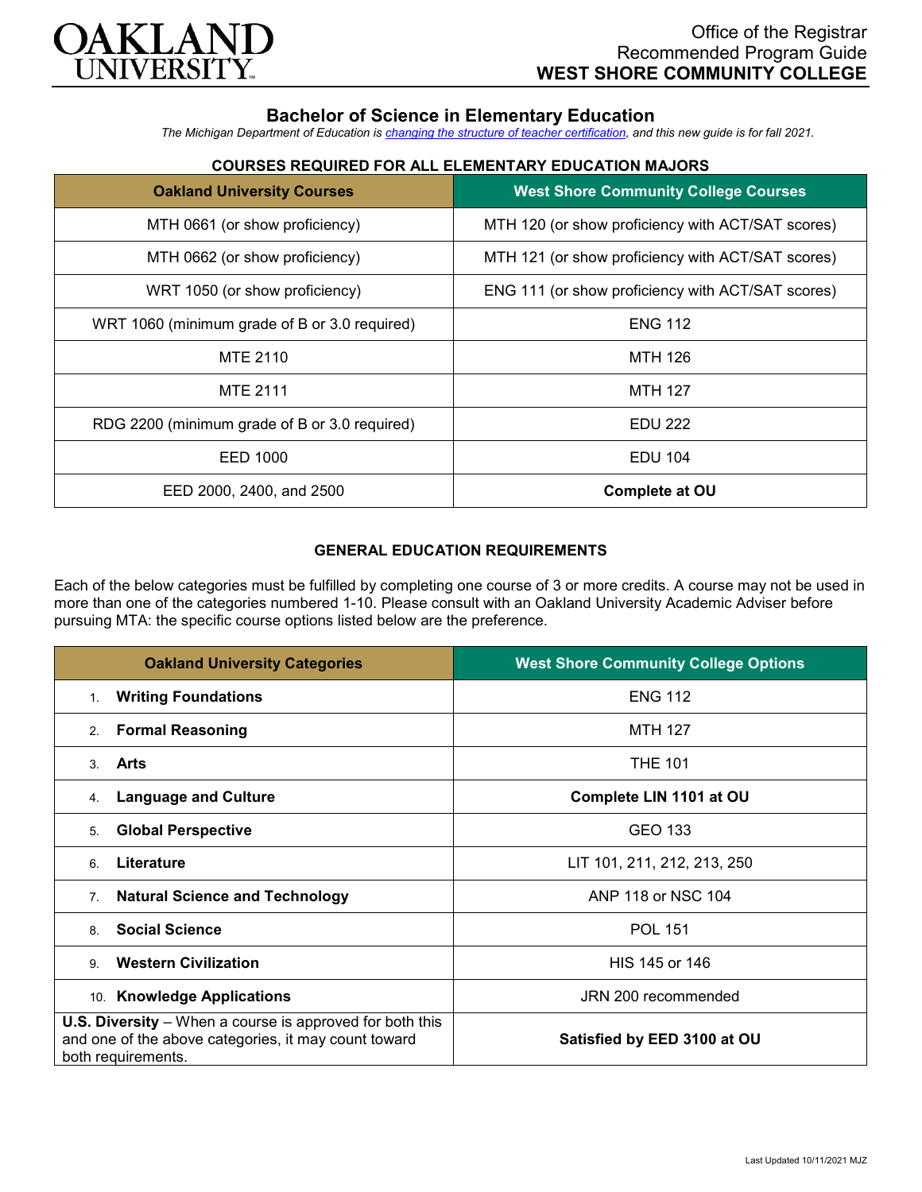OAKLAND UNIVERSITY

Office of the Registrar
Recommended Program Guide
**WEST SHORE COMMUNITY COLLEGE**

# Bachelor of Science in Elementary Education

*The Michigan Department of Education is changing the structure of teacher certification, and this new guide is for fall 2021.*

## COURSES REQUIRED FOR ALL ELEMENTARY EDUCATION MAJORS

| Oakland University Courses | West Shore Community College Courses |
|---|---|
| MTH 0661 (or show proficiency) | MTH 120 (or show proficiency with ACT/SAT scores) |
| MTH 0662 (or show proficiency) | MTH 121 (or show proficiency with ACT/SAT scores) |
| WRT 1050 (or show proficiency) | ENG 111 (or show proficiency with ACT/SAT scores) |
| WRT 1060 (minimum grade of B or 3.0 required) | ENG 112 |
| MTE 2110 | MTH 126 |
| MTE 2111 | MTH 127 |
| RDG 2200 (minimum grade of B or 3.0 required) | EDU 222 |
| EED 1000 | EDU 104 |
| EED 2000, 2400, and 2500 | **Complete at OU** |

## GENERAL EDUCATION REQUIREMENTS

Each of the below categories must be fulfilled by completing one course of 3 or more credits. A course may not be used in more than one of the categories numbered 1-10. Please consult with an Oakland University Academic Adviser before pursuing MTA: the specific course options listed below are the preference.

| Oakland University Categories | West Shore Community College Options |
|---|---|
| 1. **Writing Foundations** | ENG 112 |
| 2. **Formal Reasoning** | MTH 127 |
| 3. **Arts** | THE 101 |
| 4. **Language and Culture** | **Complete LIN 1101 at OU** |
| 5. **Global Perspective** | GEO 133 |
| 6. **Literature** | LIT 101, 211, 212, 213, 250 |
| 7. **Natural Science and Technology** | ANP 118 or NSC 104 |
| 8. **Social Science** | POL 151 |
| 9. **Western Civilization** | HIS 145 or 146 |
| 10. **Knowledge Applications** | JRN 200 recommended |
| **U.S. Diversity** – When a course is approved for both this and one of the above categories, it may count toward both requirements. | **Satisfied by EED 3100 at OU** |

Last Updated 10/11/2021 MJZ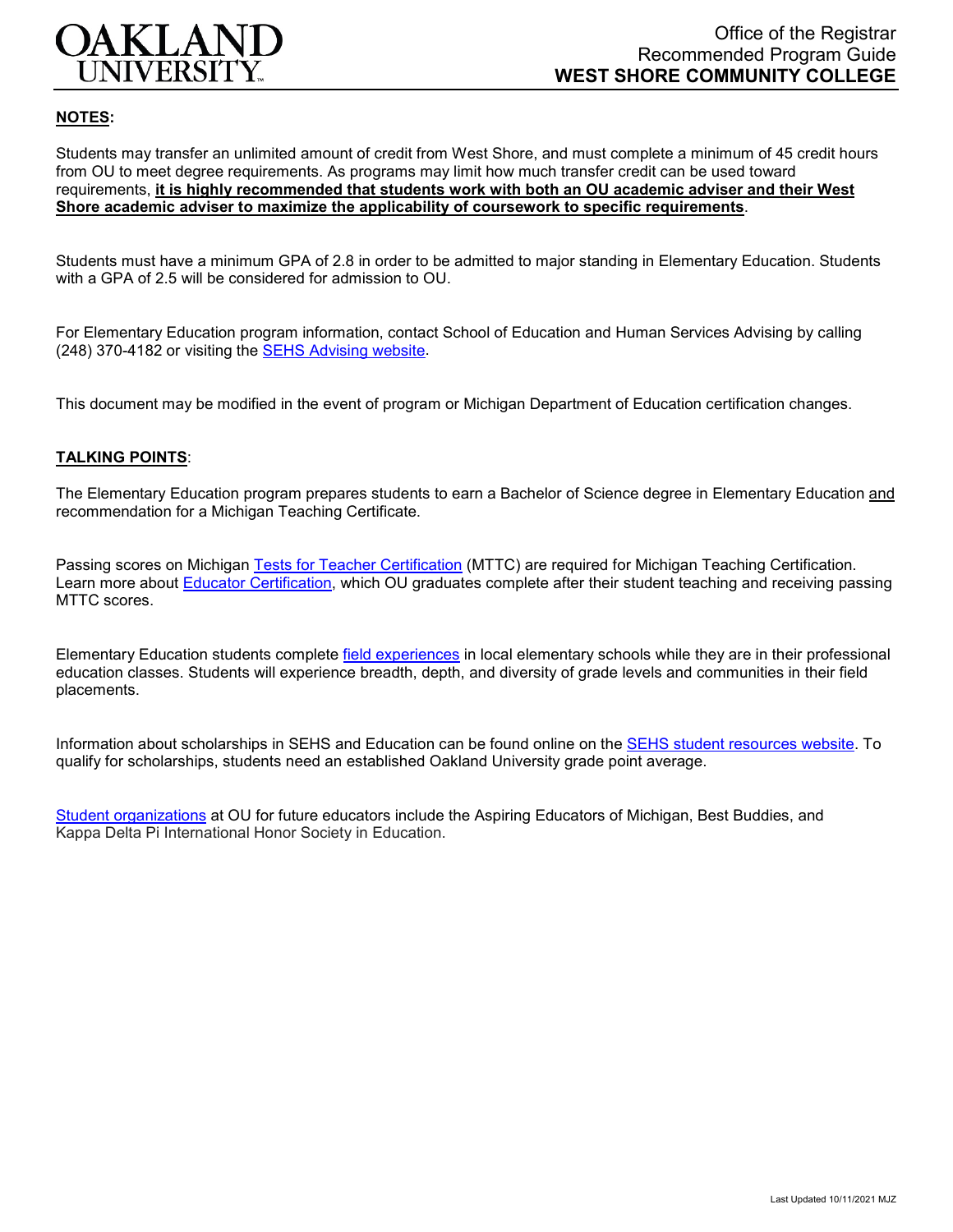**NOTES:**

Students may transfer an unlimited amount of credit from West Shore, and must complete a minimum of 45 credit hours from OU to meet degree requirements. As programs may limit how much transfer credit can be used toward requirements, **it is highly recommended that students work with both an OU academic adviser and their West Shore academic adviser to maximize the applicability of coursework to specific requirements**.

Students must have a minimum GPA of 2.8 in order to be admitted to major standing in Elementary Education. Students with a GPA of 2.5 will be considered for admission to OU.

For Elementary Education program information, contact School of Education and Human Services Advising by calling (248) 370-4182 or visiting the SEHS Advising website.

This document may be modified in the event of program or Michigan Department of Education certification changes.

**TALKING POINTS**:

The Elementary Education program prepares students to earn a Bachelor of Science degree in Elementary Education and recommendation for a Michigan Teaching Certificate.

Passing scores on Michigan Tests for Teacher Certification (MTTC) are required for Michigan Teaching Certification. Learn more about Educator Certification, which OU graduates complete after their student teaching and receiving passing MTTC scores.

Elementary Education students complete field experiences in local elementary schools while they are in their professional education classes. Students will experience breadth, depth, and diversity of grade levels and communities in their field placements.

Information about scholarships in SEHS and Education can be found online on the SEHS student resources website. To qualify for scholarships, students need an established Oakland University grade point average.

Student organizations at OU for future educators include the Aspiring Educators of Michigan, Best Buddies, and Kappa Delta Pi International Honor Society in Education.